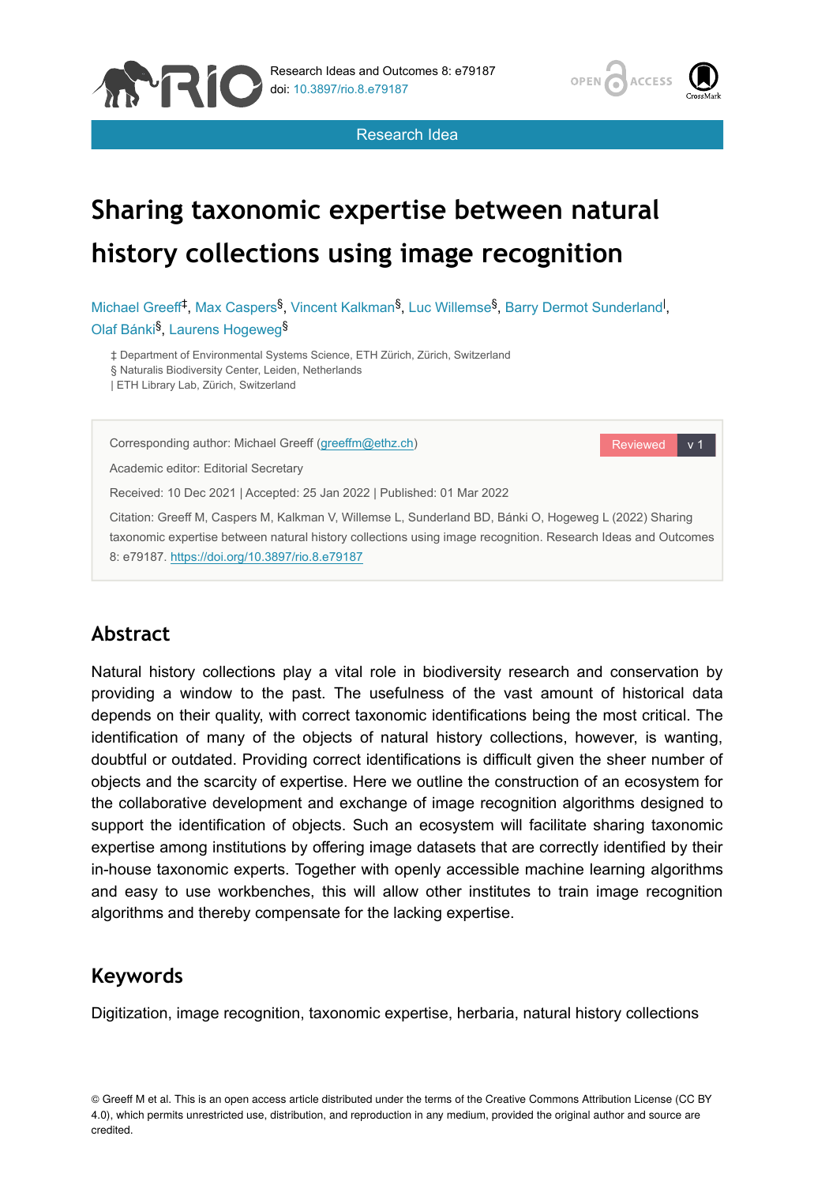Research Idea

# Sharing taxonomic expertise between natural history collections using image recognition

Michael Greeff[‡], Max Caspers[§], Vincent Kalkman[§], Luc Willemse[§], Barry Dermot Sunderland[|], Olaf Bánki[§], Laurens Hogeweg[§]

‡ Department of Environmental Systems Science, ETH Zürich, Zürich, Switzerland
§ Naturalis Biodiversity Center, Leiden, Netherlands
| ETH Library Lab, Zürich, Switzerland

Corresponding author: Michael Greeff (greeffm@ethz.ch)

Academic editor: Editorial Secretary

Received: 10 Dec 2021 | Accepted: 25 Jan 2022 | Published: 01 Mar 2022

Citation: Greeff M, Caspers M, Kalkman V, Willemse L, Sunderland BD, Bánki O, Hogeweg L (2022) Sharing taxonomic expertise between natural history collections using image recognition. Research Ideas and Outcomes 8: e79187. https://doi.org/10.3897/rio.8.e79187

## Abstract

Natural history collections play a vital role in biodiversity research and conservation by providing a window to the past. The usefulness of the vast amount of historical data depends on their quality, with correct taxonomic identifications being the most critical. The identification of many of the objects of natural history collections, however, is wanting, doubtful or outdated. Providing correct identifications is difficult given the sheer number of objects and the scarcity of expertise. Here we outline the construction of an ecosystem for the collaborative development and exchange of image recognition algorithms designed to support the identification of objects. Such an ecosystem will facilitate sharing taxonomic expertise among institutions by offering image datasets that are correctly identified by their in-house taxonomic experts. Together with openly accessible machine learning algorithms and easy to use workbenches, this will allow other institutes to train image recognition algorithms and thereby compensate for the lacking expertise.

## Keywords

Digitization, image recognition, taxonomic expertise, herbaria, natural history collections

© Greeff M et al. This is an open access article distributed under the terms of the Creative Commons Attribution License (CC BY 4.0), which permits unrestricted use, distribution, and reproduction in any medium, provided the original author and source are credited.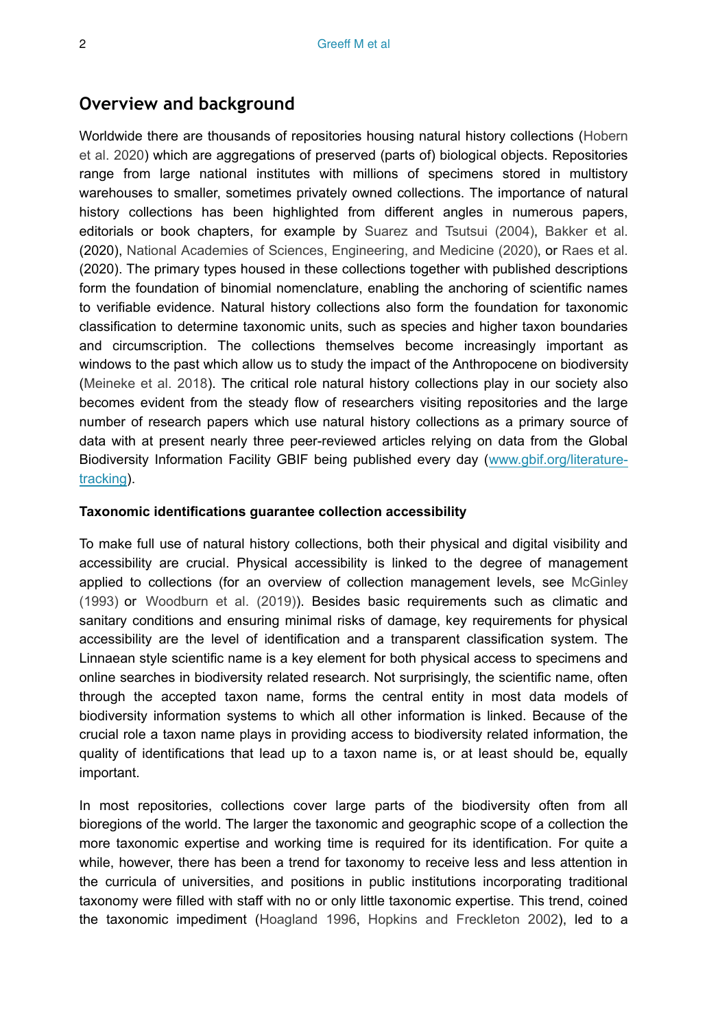## Overview and background

Worldwide there are thousands of repositories housing natural history collections (Hobern et al. 2020) which are aggregations of preserved (parts of) biological objects. Repositories range from large national institutes with millions of specimens stored in multistory warehouses to smaller, sometimes privately owned collections. The importance of natural history collections has been highlighted from different angles in numerous papers, editorials or book chapters, for example by Suarez and Tsutsui (2004), Bakker et al. (2020), National Academies of Sciences, Engineering, and Medicine (2020), or Raes et al. (2020). The primary types housed in these collections together with published descriptions form the foundation of binomial nomenclature, enabling the anchoring of scientific names to verifiable evidence. Natural history collections also form the foundation for taxonomic classification to determine taxonomic units, such as species and higher taxon boundaries and circumscription. The collections themselves become increasingly important as windows to the past which allow us to study the impact of the Anthropocene on biodiversity (Meineke et al. 2018). The critical role natural history collections play in our society also becomes evident from the steady flow of researchers visiting repositories and the large number of research papers which use natural history collections as a primary source of data with at present nearly three peer-reviewed articles relying on data from the Global Biodiversity Information Facility GBIF being published every day (www.gbif.org/literature-tracking).

#### Taxonomic identifications guarantee collection accessibility

To make full use of natural history collections, both their physical and digital visibility and accessibility are crucial. Physical accessibility is linked to the degree of management applied to collections (for an overview of collection management levels, see McGinley (1993) or Woodburn et al. (2019)). Besides basic requirements such as climatic and sanitary conditions and ensuring minimal risks of damage, key requirements for physical accessibility are the level of identification and a transparent classification system. The Linnaean style scientific name is a key element for both physical access to specimens and online searches in biodiversity related research. Not surprisingly, the scientific name, often through the accepted taxon name, forms the central entity in most data models of biodiversity information systems to which all other information is linked. Because of the crucial role a taxon name plays in providing access to biodiversity related information, the quality of identifications that lead up to a taxon name is, or at least should be, equally important.

In most repositories, collections cover large parts of the biodiversity often from all bioregions of the world. The larger the taxonomic and geographic scope of a collection the more taxonomic expertise and working time is required for its identification. For quite a while, however, there has been a trend for taxonomy to receive less and less attention in the curricula of universities, and positions in public institutions incorporating traditional taxonomy were filled with staff with no or only little taxonomic expertise. This trend, coined the taxonomic impediment (Hoagland 1996, Hopkins and Freckleton 2002), led to a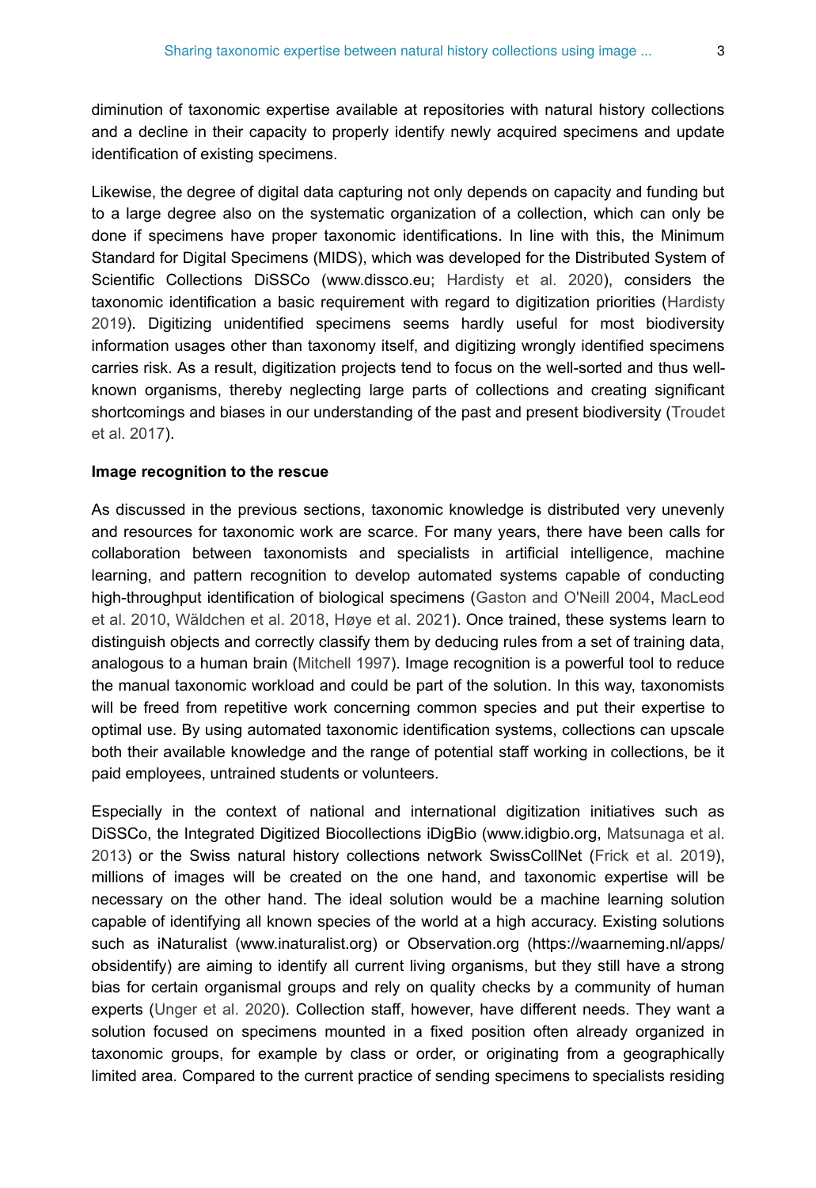diminution of taxonomic expertise available at repositories with natural history collections and a decline in their capacity to properly identify newly acquired specimens and update identification of existing specimens.

Likewise, the degree of digital data capturing not only depends on capacity and funding but to a large degree also on the systematic organization of a collection, which can only be done if specimens have proper taxonomic identifications. In line with this, the Minimum Standard for Digital Specimens (MIDS), which was developed for the Distributed System of Scientific Collections DiSSCo (www.dissco.eu; Hardisty et al. 2020), considers the taxonomic identification a basic requirement with regard to digitization priorities (Hardisty 2019). Digitizing unidentified specimens seems hardly useful for most biodiversity information usages other than taxonomy itself, and digitizing wrongly identified specimens carries risk. As a result, digitization projects tend to focus on the well-sorted and thus well-known organisms, thereby neglecting large parts of collections and creating significant shortcomings and biases in our understanding of the past and present biodiversity (Troudet et al. 2017).

**Image recognition to the rescue**

As discussed in the previous sections, taxonomic knowledge is distributed very unevenly and resources for taxonomic work are scarce. For many years, there have been calls for collaboration between taxonomists and specialists in artificial intelligence, machine learning, and pattern recognition to develop automated systems capable of conducting high-throughput identification of biological specimens (Gaston and O'Neill 2004, MacLeod et al. 2010, Wäldchen et al. 2018, Høye et al. 2021). Once trained, these systems learn to distinguish objects and correctly classify them by deducing rules from a set of training data, analogous to a human brain (Mitchell 1997). Image recognition is a powerful tool to reduce the manual taxonomic workload and could be part of the solution. In this way, taxonomists will be freed from repetitive work concerning common species and put their expertise to optimal use. By using automated taxonomic identification systems, collections can upscale both their available knowledge and the range of potential staff working in collections, be it paid employees, untrained students or volunteers.

Especially in the context of national and international digitization initiatives such as DiSSCo, the Integrated Digitized Biocollections iDigBio (www.idigbio.org, Matsunaga et al. 2013) or the Swiss natural history collections network SwissCollNet (Frick et al. 2019), millions of images will be created on the one hand, and taxonomic expertise will be necessary on the other hand. The ideal solution would be a machine learning solution capable of identifying all known species of the world at a high accuracy. Existing solutions such as iNaturalist (www.inaturalist.org) or Observation.org (https://waarneming.nl/apps/obsidentify) are aiming to identify all current living organisms, but they still have a strong bias for certain organismal groups and rely on quality checks by a community of human experts (Unger et al. 2020). Collection staff, however, have different needs. They want a solution focused on specimens mounted in a fixed position often already organized in taxonomic groups, for example by class or order, or originating from a geographically limited area. Compared to the current practice of sending specimens to specialists residing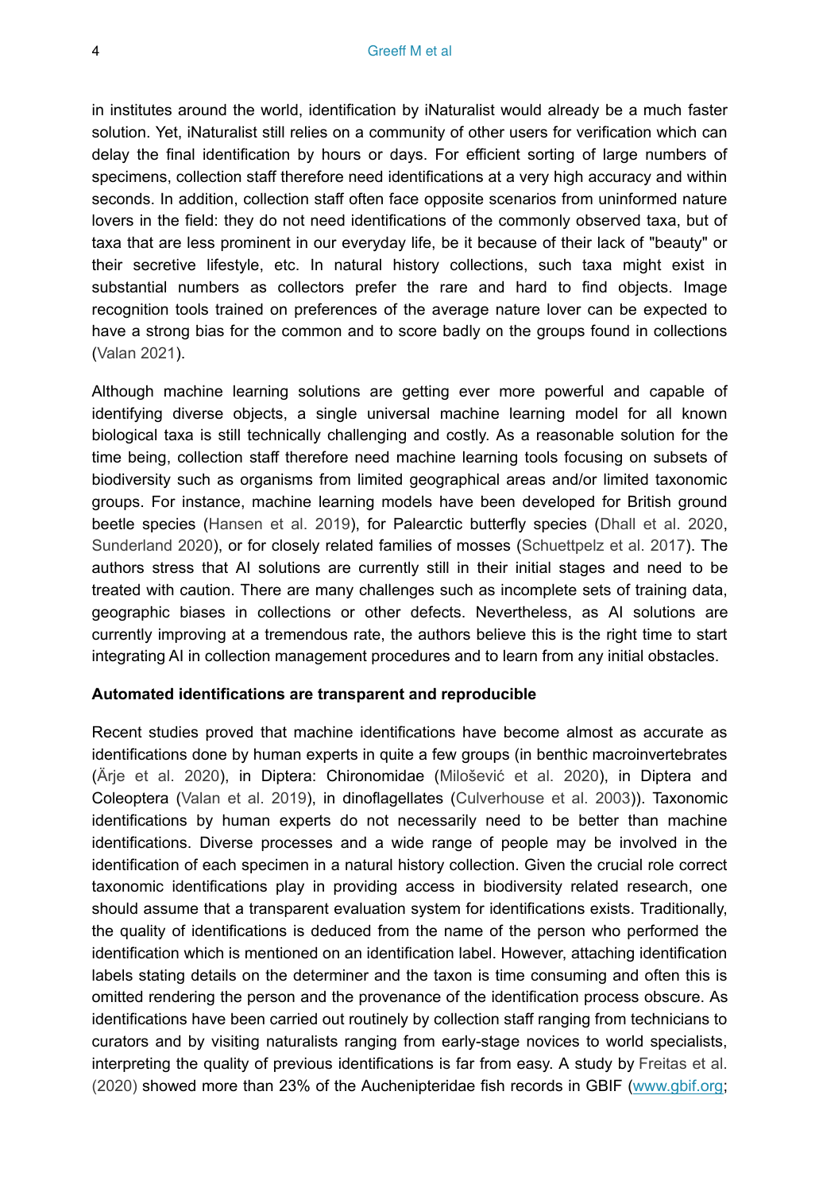in institutes around the world, identification by iNaturalist would already be a much faster solution. Yet, iNaturalist still relies on a community of other users for verification which can delay the final identification by hours or days. For efficient sorting of large numbers of specimens, collection staff therefore need identifications at a very high accuracy and within seconds. In addition, collection staff often face opposite scenarios from uninformed nature lovers in the field: they do not need identifications of the commonly observed taxa, but of taxa that are less prominent in our everyday life, be it because of their lack of "beauty" or their secretive lifestyle, etc. In natural history collections, such taxa might exist in substantial numbers as collectors prefer the rare and hard to find objects. Image recognition tools trained on preferences of the average nature lover can be expected to have a strong bias for the common and to score badly on the groups found in collections (Valan 2021).

Although machine learning solutions are getting ever more powerful and capable of identifying diverse objects, a single universal machine learning model for all known biological taxa is still technically challenging and costly. As a reasonable solution for the time being, collection staff therefore need machine learning tools focusing on subsets of biodiversity such as organisms from limited geographical areas and/or limited taxonomic groups. For instance, machine learning models have been developed for British ground beetle species (Hansen et al. 2019), for Palearctic butterfly species (Dhall et al. 2020, Sunderland 2020), or for closely related families of mosses (Schuettpelz et al. 2017). The authors stress that AI solutions are currently still in their initial stages and need to be treated with caution. There are many challenges such as incomplete sets of training data, geographic biases in collections or other defects. Nevertheless, as AI solutions are currently improving at a tremendous rate, the authors believe this is the right time to start integrating AI in collection management procedures and to learn from any initial obstacles.

**Automated identifications are transparent and reproducible**

Recent studies proved that machine identifications have become almost as accurate as identifications done by human experts in quite a few groups (in benthic macroinvertebrates (Ärje et al. 2020), in Diptera: Chironomidae (Milošević et al. 2020), in Diptera and Coleoptera (Valan et al. 2019), in dinoflagellates (Culverhouse et al. 2003)). Taxonomic identifications by human experts do not necessarily need to be better than machine identifications. Diverse processes and a wide range of people may be involved in the identification of each specimen in a natural history collection. Given the crucial role correct taxonomic identifications play in providing access in biodiversity related research, one should assume that a transparent evaluation system for identifications exists. Traditionally, the quality of identifications is deduced from the name of the person who performed the identification which is mentioned on an identification label. However, attaching identification labels stating details on the determiner and the taxon is time consuming and often this is omitted rendering the person and the provenance of the identification process obscure. As identifications have been carried out routinely by collection staff ranging from technicians to curators and by visiting naturalists ranging from early-stage novices to world specialists, interpreting the quality of previous identifications is far from easy. A study by Freitas et al. (2020) showed more than 23% of the Auchenipteridae fish records in GBIF (www.gbif.org;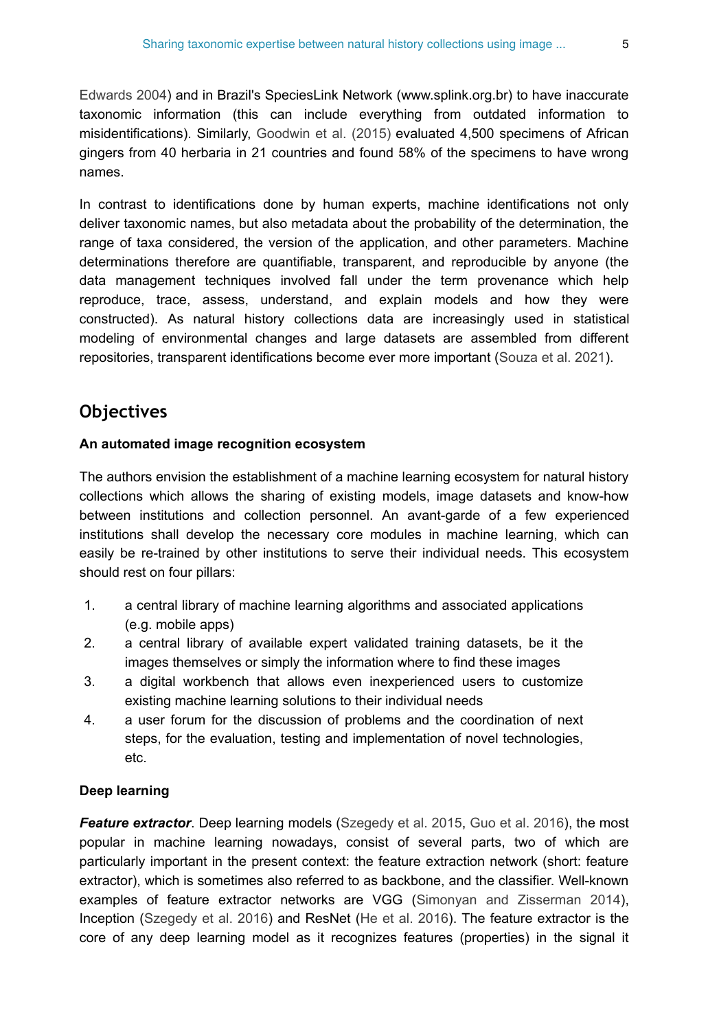Edwards 2004) and in Brazil's SpeciesLink Network (www.splink.org.br) to have inaccurate taxonomic information (this can include everything from outdated information to misidentifications). Similarly, Goodwin et al. (2015) evaluated 4,500 specimens of African gingers from 40 herbaria in 21 countries and found 58% of the specimens to have wrong names.

In contrast to identifications done by human experts, machine identifications not only deliver taxonomic names, but also metadata about the probability of the determination, the range of taxa considered, the version of the application, and other parameters. Machine determinations therefore are quantifiable, transparent, and reproducible by anyone (the data management techniques involved fall under the term provenance which help reproduce, trace, assess, understand, and explain models and how they were constructed). As natural history collections data are increasingly used in statistical modeling of environmental changes and large datasets are assembled from different repositories, transparent identifications become ever more important (Souza et al. 2021).

## Objectives

### An automated image recognition ecosystem

The authors envision the establishment of a machine learning ecosystem for natural history collections which allows the sharing of existing models, image datasets and know-how between institutions and collection personnel. An avant-garde of a few experienced institutions shall develop the necessary core modules in machine learning, which can easily be re-trained by other institutions to serve their individual needs. This ecosystem should rest on four pillars:

1. a central library of machine learning algorithms and associated applications (e.g. mobile apps)
2. a central library of available expert validated training datasets, be it the images themselves or simply the information where to find these images
3. a digital workbench that allows even inexperienced users to customize existing machine learning solutions to their individual needs
4. a user forum for the discussion of problems and the coordination of next steps, for the evaluation, testing and implementation of novel technologies, etc.

### Deep learning

***Feature extractor***. Deep learning models (Szegedy et al. 2015, Guo et al. 2016), the most popular in machine learning nowadays, consist of several parts, two of which are particularly important in the present context: the feature extraction network (short: feature extractor), which is sometimes also referred to as backbone, and the classifier. Well-known examples of feature extractor networks are VGG (Simonyan and Zisserman 2014), Inception (Szegedy et al. 2016) and ResNet (He et al. 2016). The feature extractor is the core of any deep learning model as it recognizes features (properties) in the signal it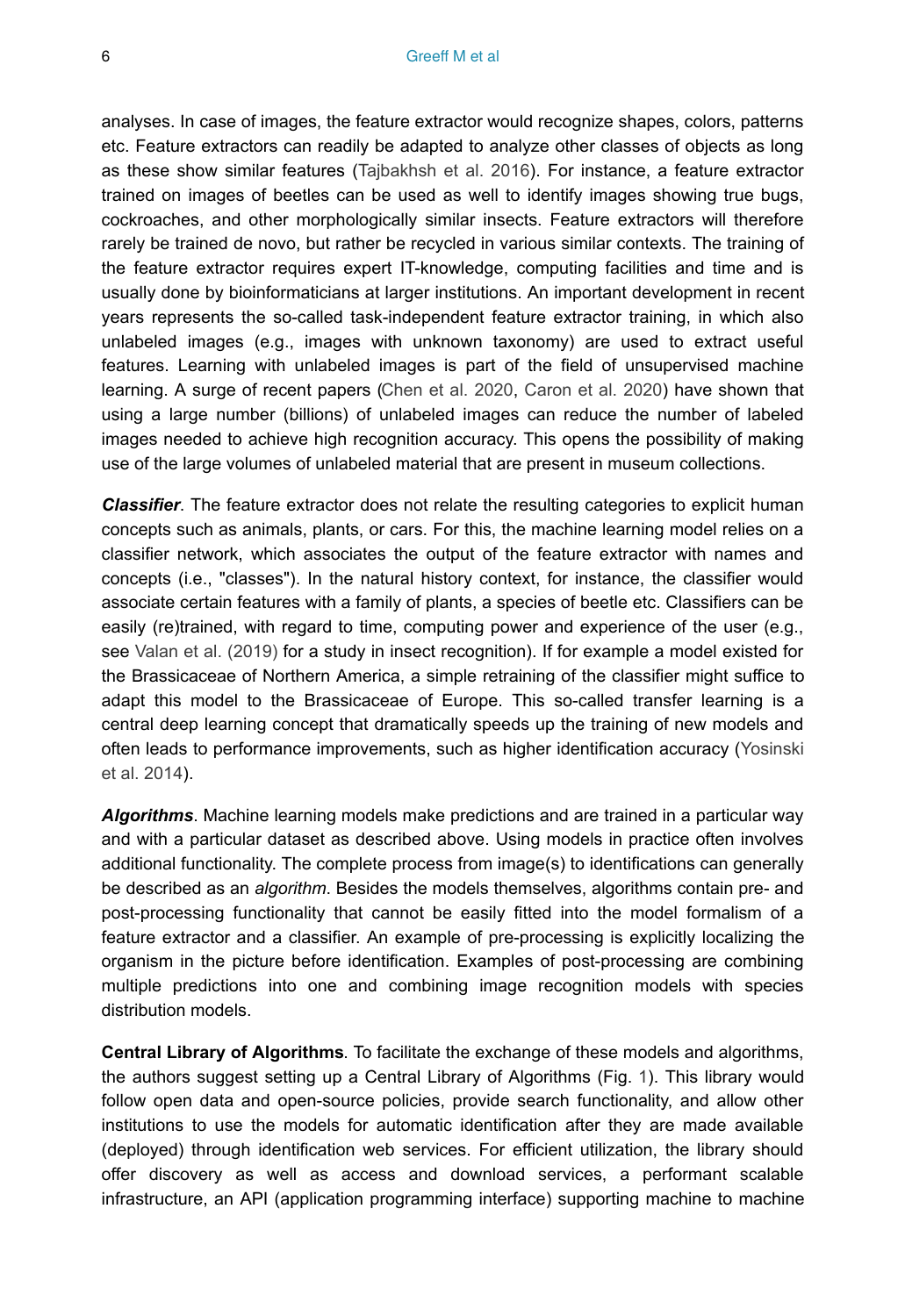analyses. In case of images, the feature extractor would recognize shapes, colors, patterns etc. Feature extractors can readily be adapted to analyze other classes of objects as long as these show similar features (Tajbakhsh et al. 2016). For instance, a feature extractor trained on images of beetles can be used as well to identify images showing true bugs, cockroaches, and other morphologically similar insects. Feature extractors will therefore rarely be trained de novo, but rather be recycled in various similar contexts. The training of the feature extractor requires expert IT-knowledge, computing facilities and time and is usually done by bioinformaticians at larger institutions. An important development in recent years represents the so-called task-independent feature extractor training, in which also unlabeled images (e.g., images with unknown taxonomy) are used to extract useful features. Learning with unlabeled images is part of the field of unsupervised machine learning. A surge of recent papers (Chen et al. 2020, Caron et al. 2020) have shown that using a large number (billions) of unlabeled images can reduce the number of labeled images needed to achieve high recognition accuracy. This opens the possibility of making use of the large volumes of unlabeled material that are present in museum collections.

***Classifier***. The feature extractor does not relate the resulting categories to explicit human concepts such as animals, plants, or cars. For this, the machine learning model relies on a classifier network, which associates the output of the feature extractor with names and concepts (i.e., "classes"). In the natural history context, for instance, the classifier would associate certain features with a family of plants, a species of beetle etc. Classifiers can be easily (re)trained, with regard to time, computing power and experience of the user (e.g., see Valan et al. (2019) for a study in insect recognition). If for example a model existed for the Brassicaceae of Northern America, a simple retraining of the classifier might suffice to adapt this model to the Brassicaceae of Europe. This so-called transfer learning is a central deep learning concept that dramatically speeds up the training of new models and often leads to performance improvements, such as higher identification accuracy (Yosinski et al. 2014).

***Algorithms***. Machine learning models make predictions and are trained in a particular way and with a particular dataset as described above. Using models in practice often involves additional functionality. The complete process from image(s) to identifications can generally be described as an *algorithm*. Besides the models themselves, algorithms contain pre- and post-processing functionality that cannot be easily fitted into the model formalism of a feature extractor and a classifier. An example of pre-processing is explicitly localizing the organism in the picture before identification. Examples of post-processing are combining multiple predictions into one and combining image recognition models with species distribution models.

**Central Library of Algorithms**. To facilitate the exchange of these models and algorithms, the authors suggest setting up a Central Library of Algorithms (Fig. 1). This library would follow open data and open-source policies, provide search functionality, and allow other institutions to use the models for automatic identification after they are made available (deployed) through identification web services. For efficient utilization, the library should offer discovery as well as access and download services, a performant scalable infrastructure, an API (application programming interface) supporting machine to machine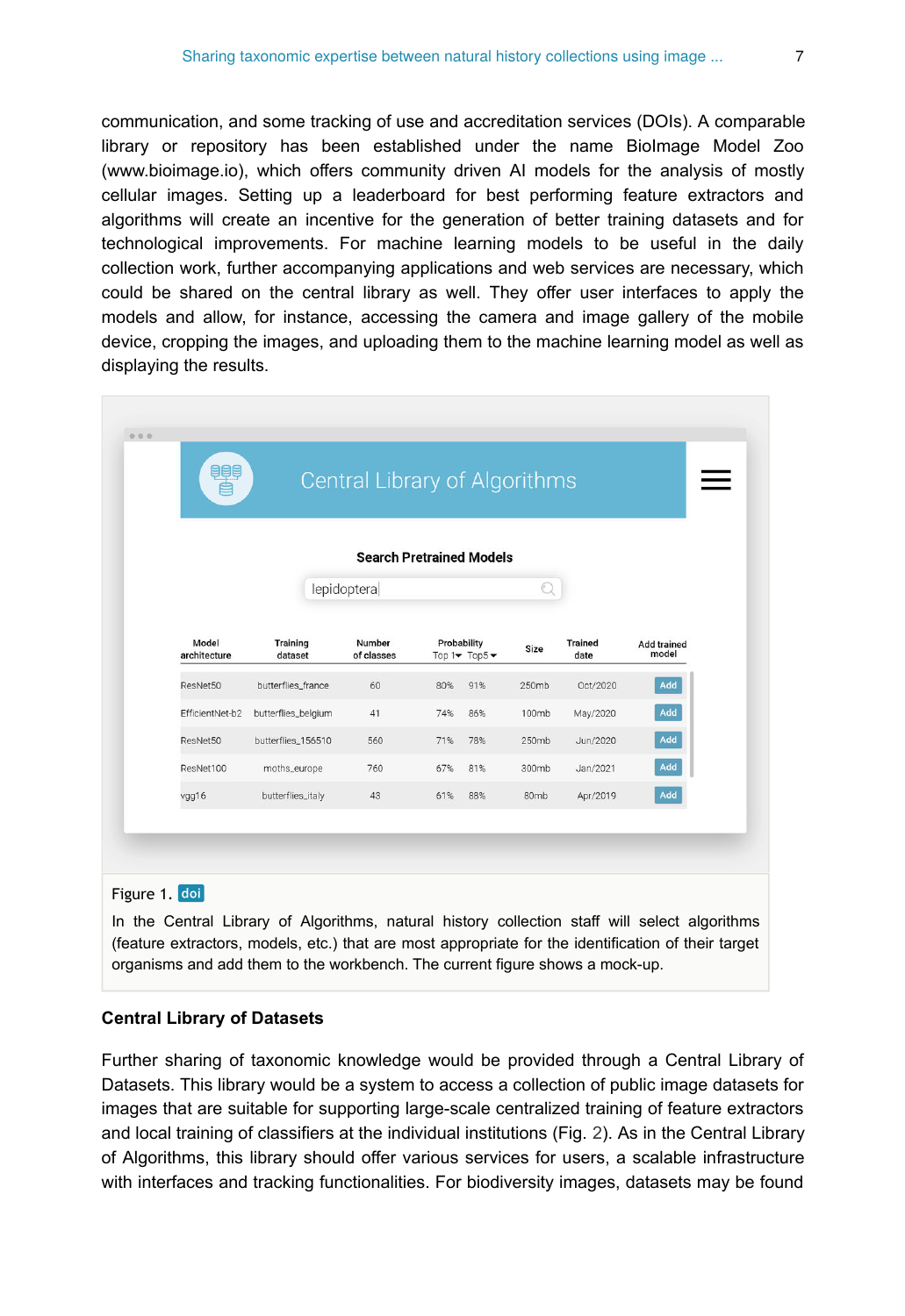communication, and some tracking of use and accreditation services (DOIs). A comparable library or repository has been established under the name BioImage Model Zoo (www.bioimage.io), which offers community driven AI models for the analysis of mostly cellular images. Setting up a leaderboard for best performing feature extractors and algorithms will create an incentive for the generation of better training datasets and for technological improvements. For machine learning models to be useful in the daily collection work, further accompanying applications and web services are necessary, which could be shared on the central library as well. They offer user interfaces to apply the models and allow, for instance, accessing the camera and image gallery of the mobile device, cropping the images, and uploading them to the machine learning model as well as displaying the results.

Central Library of Algorithms

Search Pretrained Models

lepidoptera

| Model architecture | Training dataset | Number of classes | Probability Top 1 | Probability Top5 | Size | Trained date | Add trained model |
|---|---|---|---|---|---|---|---|
| ResNet50 | butterflies_france | 60 | 80% | 91% | 250mb | Oct/2020 | Add |
| EfficientNet-b2 | butterflies_belgium | 41 | 74% | 86% | 100mb | May/2020 | Add |
| ResNet50 | butterflies_156510 | 560 | 71% | 78% | 250mb | Jun/2020 | Add |
| ResNet100 | moths_europe | 760 | 67% | 81% | 300mb | Jan/2021 | Add |
| vgg16 | butterflies_italy | 43 | 61% | 88% | 80mb | Apr/2019 | Add |

Figure 1. doi

In the Central Library of Algorithms, natural history collection staff will select algorithms (feature extractors, models, etc.) that are most appropriate for the identification of their target organisms and add them to the workbench. The current figure shows a mock-up.

### Central Library of Datasets

Further sharing of taxonomic knowledge would be provided through a Central Library of Datasets. This library would be a system to access a collection of public image datasets for images that are suitable for supporting large-scale centralized training of feature extractors and local training of classifiers at the individual institutions (Fig. 2). As in the Central Library of Algorithms, this library should offer various services for users, a scalable infrastructure with interfaces and tracking functionalities. For biodiversity images, datasets may be found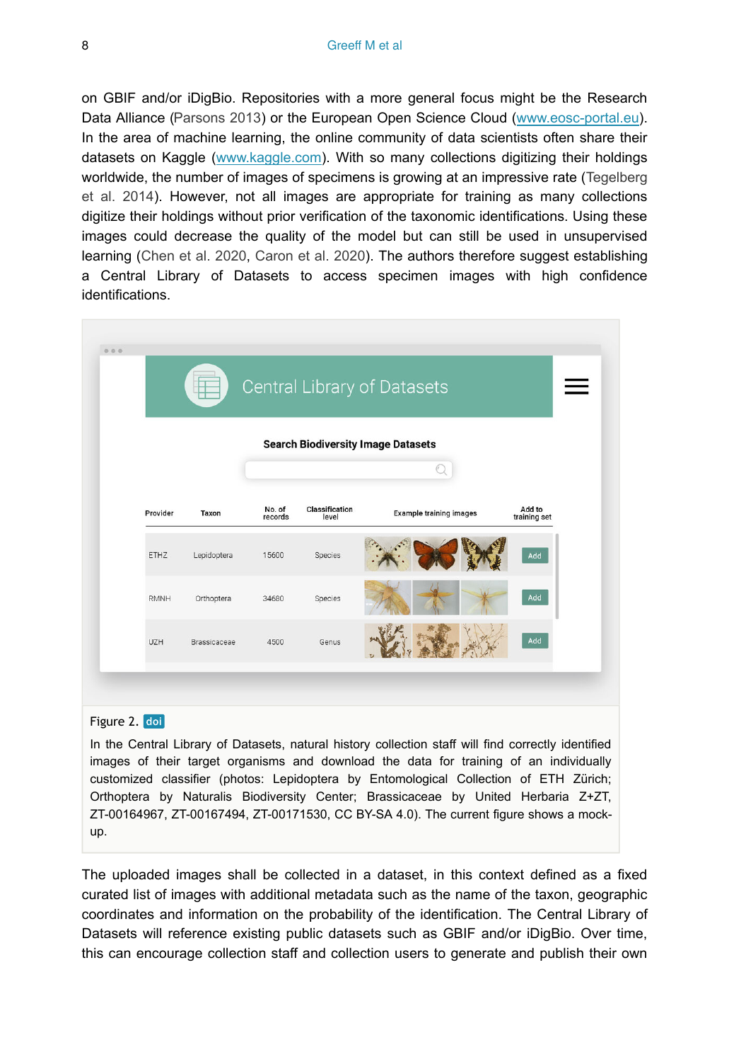on GBIF and/or iDigBio. Repositories with a more general focus might be the Research Data Alliance (Parsons 2013) or the European Open Science Cloud (www.eosc-portal.eu). In the area of machine learning, the online community of data scientists often share their datasets on Kaggle (www.kaggle.com). With so many collections digitizing their holdings worldwide, the number of images of specimens is growing at an impressive rate (Tegelberg et al. 2014). However, not all images are appropriate for training as many collections digitize their holdings without prior verification of the taxonomic identifications. Using these images could decrease the quality of the model but can still be used in unsupervised learning (Chen et al. 2020, Caron et al. 2020). The authors therefore suggest establishing a Central Library of Datasets to access specimen images with high confidence identifications.

Figure 2. doi

In the Central Library of Datasets, natural history collection staff will find correctly identified images of their target organisms and download the data for training of an individually customized classifier (photos: Lepidoptera by Entomological Collection of ETH Zürich; Orthoptera by Naturalis Biodiversity Center; Brassicaceae by United Herbaria Z+ZT, ZT-00164967, ZT-00167494, ZT-00171530, CC BY-SA 4.0). The current figure shows a mock-up.

The uploaded images shall be collected in a dataset, in this context defined as a fixed curated list of images with additional metadata such as the name of the taxon, geographic coordinates and information on the probability of the identification. The Central Library of Datasets will reference existing public datasets such as GBIF and/or iDigBio. Over time, this can encourage collection staff and collection users to generate and publish their own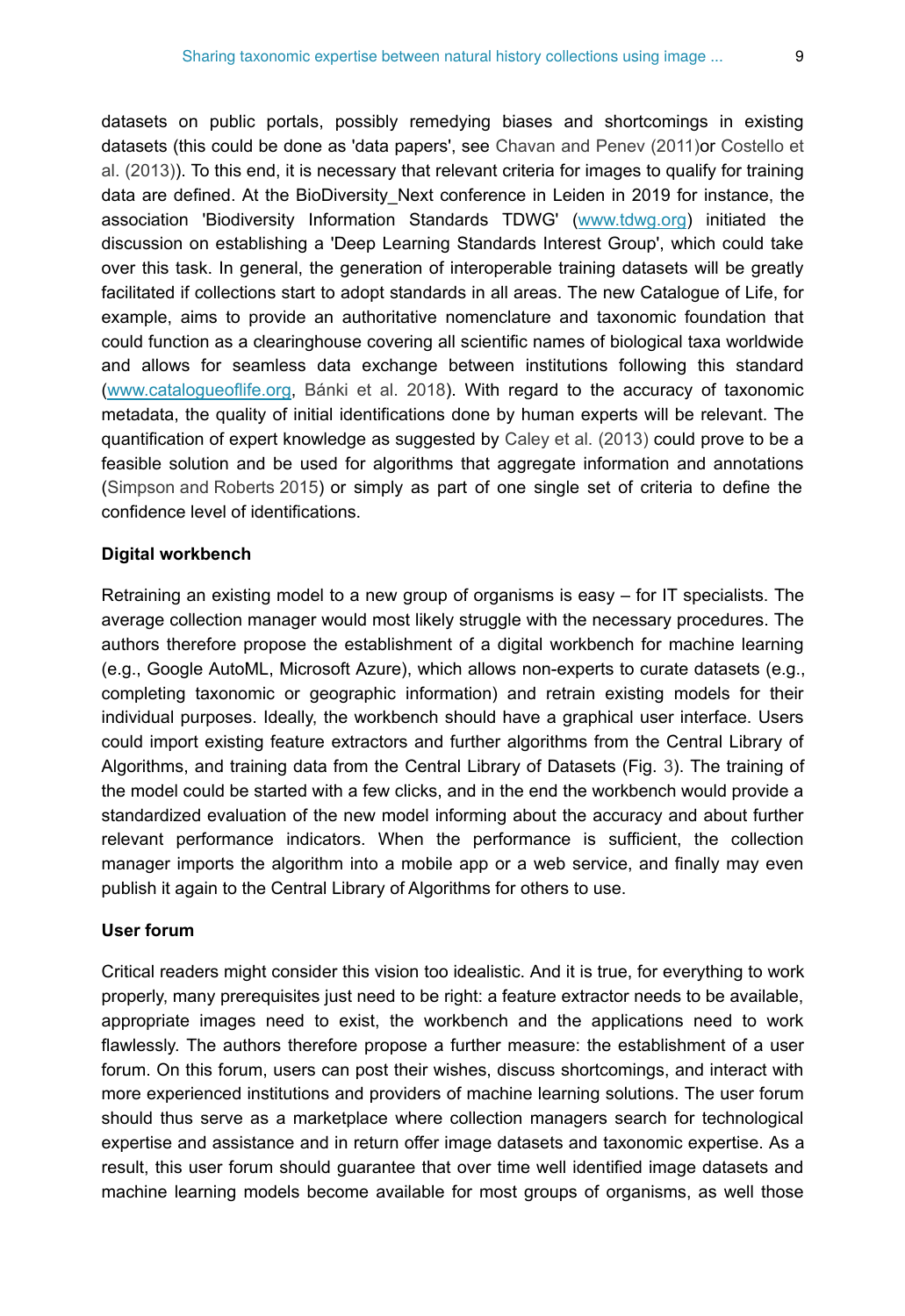datasets on public portals, possibly remedying biases and shortcomings in existing datasets (this could be done as 'data papers', see Chavan and Penev (2011)or Costello et al. (2013)). To this end, it is necessary that relevant criteria for images to qualify for training data are defined. At the BioDiversity_Next conference in Leiden in 2019 for instance, the association 'Biodiversity Information Standards TDWG' (www.tdwg.org) initiated the discussion on establishing a 'Deep Learning Standards Interest Group', which could take over this task. In general, the generation of interoperable training datasets will be greatly facilitated if collections start to adopt standards in all areas. The new Catalogue of Life, for example, aims to provide an authoritative nomenclature and taxonomic foundation that could function as a clearinghouse covering all scientific names of biological taxa worldwide and allows for seamless data exchange between institutions following this standard (www.catalogueoflife.org, Bánki et al. 2018). With regard to the accuracy of taxonomic metadata, the quality of initial identifications done by human experts will be relevant. The quantification of expert knowledge as suggested by Caley et al. (2013) could prove to be a feasible solution and be used for algorithms that aggregate information and annotations (Simpson and Roberts 2015) or simply as part of one single set of criteria to define the confidence level of identifications.

#### Digital workbench

Retraining an existing model to a new group of organisms is easy – for IT specialists. The average collection manager would most likely struggle with the necessary procedures. The authors therefore propose the establishment of a digital workbench for machine learning (e.g., Google AutoML, Microsoft Azure), which allows non-experts to curate datasets (e.g., completing taxonomic or geographic information) and retrain existing models for their individual purposes. Ideally, the workbench should have a graphical user interface. Users could import existing feature extractors and further algorithms from the Central Library of Algorithms, and training data from the Central Library of Datasets (Fig. 3). The training of the model could be started with a few clicks, and in the end the workbench would provide a standardized evaluation of the new model informing about the accuracy and about further relevant performance indicators. When the performance is sufficient, the collection manager imports the algorithm into a mobile app or a web service, and finally may even publish it again to the Central Library of Algorithms for others to use.

#### User forum

Critical readers might consider this vision too idealistic. And it is true, for everything to work properly, many prerequisites just need to be right: a feature extractor needs to be available, appropriate images need to exist, the workbench and the applications need to work flawlessly. The authors therefore propose a further measure: the establishment of a user forum. On this forum, users can post their wishes, discuss shortcomings, and interact with more experienced institutions and providers of machine learning solutions. The user forum should thus serve as a marketplace where collection managers search for technological expertise and assistance and in return offer image datasets and taxonomic expertise. As a result, this user forum should guarantee that over time well identified image datasets and machine learning models become available for most groups of organisms, as well those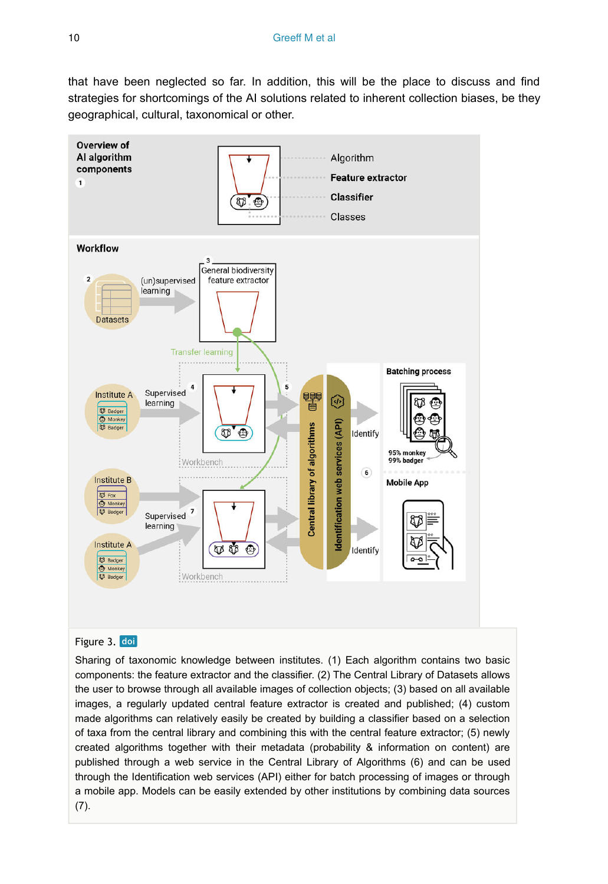that have been neglected so far. In addition, this will be the place to discuss and find strategies for shortcomings of the AI solutions related to inherent collection biases, be they geographical, cultural, taxonomical or other.

Figure 3. doi

Sharing of taxonomic knowledge between institutes. (1) Each algorithm contains two basic components: the feature extractor and the classifier. (2) The Central Library of Datasets allows the user to browse through all available images of collection objects; (3) based on all available images, a regularly updated central feature extractor is created and published; (4) custom made algorithms can relatively easily be created by building a classifier based on a selection of taxa from the central library and combining this with the central feature extractor; (5) newly created algorithms together with their metadata (probability & information on content) are published through a web service in the Central Library of Algorithms (6) and can be used through the Identification web services (API) either for batch processing of images or through a mobile app. Models can be easily extended by other institutions by combining data sources (7).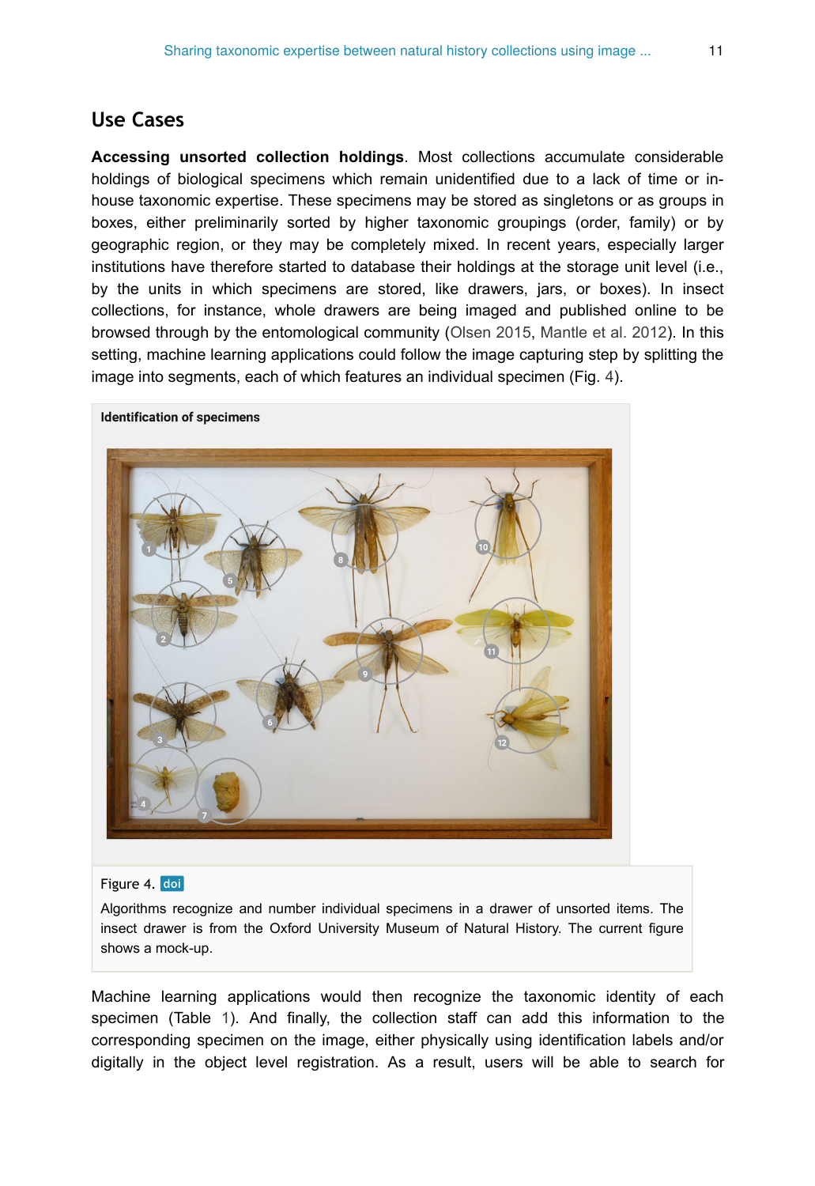## Use Cases

**Accessing unsorted collection holdings**. Most collections accumulate considerable holdings of biological specimens which remain unidentified due to a lack of time or in-house taxonomic expertise. These specimens may be stored as singletons or as groups in boxes, either preliminarily sorted by higher taxonomic groupings (order, family) or by geographic region, or they may be completely mixed. In recent years, especially larger institutions have therefore started to database their holdings at the storage unit level (i.e., by the units in which specimens are stored, like drawers, jars, or boxes). In insect collections, for instance, whole drawers are being imaged and published online to be browsed through by the entomological community (Olsen 2015, Mantle et al. 2012). In this setting, machine learning applications could follow the image capturing step by splitting the image into segments, each of which features an individual specimen (Fig. 4).

Figure 4. doi

Algorithms recognize and number individual specimens in a drawer of unsorted items. The insect drawer is from the Oxford University Museum of Natural History. The current figure shows a mock-up.

Machine learning applications would then recognize the taxonomic identity of each specimen (Table 1). And finally, the collection staff can add this information to the corresponding specimen on the image, either physically using identification labels and/or digitally in the object level registration. As a result, users will be able to search for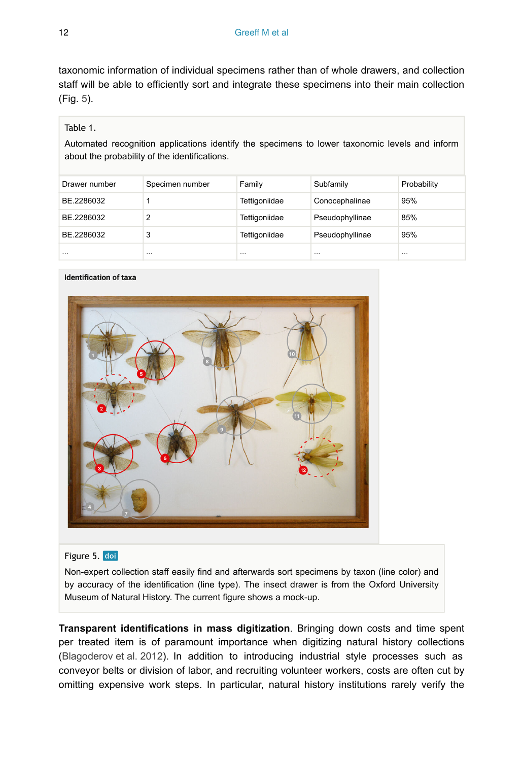taxonomic information of individual specimens rather than of whole drawers, and collection staff will be able to efficiently sort and integrate these specimens into their main collection (Fig. 5).

Table 1.

Automated recognition applications identify the specimens to lower taxonomic levels and inform about the probability of the identifications.

| Drawer number | Specimen number | Family | Subfamily | Probability |
| --- | --- | --- | --- | --- |
| BE.2286032 | 1 | Tettigoniidae | Conocephalinae | 95% |
| BE.2286032 | 2 | Tettigoniidae | Pseudophyllinae | 85% |
| BE.2286032 | 3 | Tettigoniidae | Pseudophyllinae | 95% |
| ... | ... | ... | ... | ... |

Identification of taxa

Figure 5. doi

Non-expert collection staff easily find and afterwards sort specimens by taxon (line color) and by accuracy of the identification (line type). The insect drawer is from the Oxford University Museum of Natural History. The current figure shows a mock-up.

**Transparent identifications in mass digitization**. Bringing down costs and time spent per treated item is of paramount importance when digitizing natural history collections (Blagoderov et al. 2012). In addition to introducing industrial style processes such as conveyor belts or division of labor, and recruiting volunteer workers, costs are often cut by omitting expensive work steps. In particular, natural history institutions rarely verify the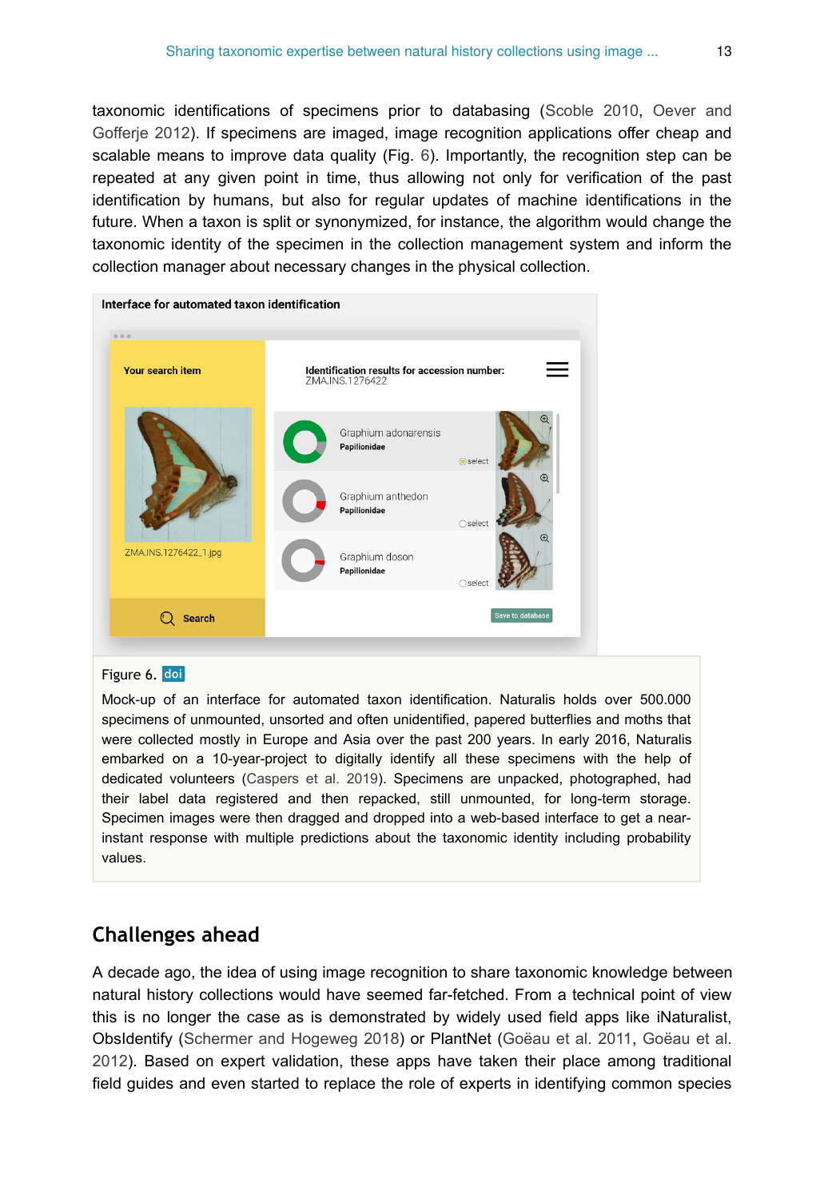taxonomic identifications of specimens prior to databasing (Scoble 2010, Oever and Gofferje 2012). If specimens are imaged, image recognition applications offer cheap and scalable means to improve data quality (Fig. 6). Importantly, the recognition step can be repeated at any given point in time, thus allowing not only for verification of the past identification by humans, but also for regular updates of machine identifications in the future. When a taxon is split or synonymized, for instance, the algorithm would change the taxonomic identity of the specimen in the collection management system and inform the collection manager about necessary changes in the physical collection.

Figure 6. doi

Mock-up of an interface for automated taxon identification. Naturalis holds over 500.000 specimens of unmounted, unsorted and often unidentified, papered butterflies and moths that were collected mostly in Europe and Asia over the past 200 years. In early 2016, Naturalis embarked on a 10-year-project to digitally identify all these specimens with the help of dedicated volunteers (Caspers et al. 2019). Specimens are unpacked, photographed, had their label data registered and then repacked, still unmounted, for long-term storage. Specimen images were then dragged and dropped into a web-based interface to get a near-instant response with multiple predictions about the taxonomic identity including probability values.

## Challenges ahead

A decade ago, the idea of using image recognition to share taxonomic knowledge between natural history collections would have seemed far-fetched. From a technical point of view this is no longer the case as is demonstrated by widely used field apps like iNaturalist, ObsIdentify (Schermer and Hogeweg 2018) or PlantNet (Goëau et al. 2011, Goëau et al. 2012). Based on expert validation, these apps have taken their place among traditional field guides and even started to replace the role of experts in identifying common species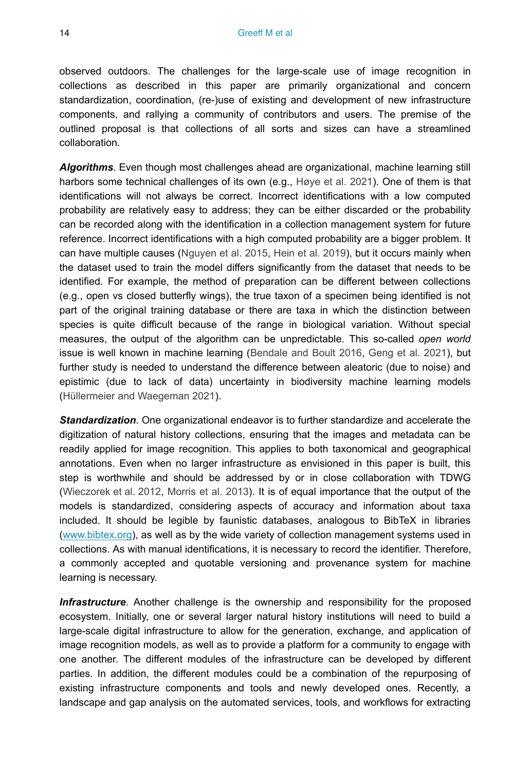observed outdoors. The challenges for the large-scale use of image recognition in collections as described in this paper are primarily organizational and concern standardization, coordination, (re-)use of existing and development of new infrastructure components, and rallying a community of contributors and users. The premise of the outlined proposal is that collections of all sorts and sizes can have a streamlined collaboration.

***Algorithms***. Even though most challenges ahead are organizational, machine learning still harbors some technical challenges of its own (e.g., Høye et al. 2021). One of them is that identifications will not always be correct. Incorrect identifications with a low computed probability are relatively easy to address; they can be either discarded or the probability can be recorded along with the identification in a collection management system for future reference. Incorrect identifications with a high computed probability are a bigger problem. It can have multiple causes (Nguyen et al. 2015, Hein et al. 2019), but it occurs mainly when the dataset used to train the model differs significantly from the dataset that needs to be identified. For example, the method of preparation can be different between collections (e.g., open vs closed butterfly wings), the true taxon of a specimen being identified is not part of the original training database or there are taxa in which the distinction between species is quite difficult because of the range in biological variation. Without special measures, the output of the algorithm can be unpredictable. This so-called *open world* issue is well known in machine learning (Bendale and Boult 2016, Geng et al. 2021), but further study is needed to understand the difference between aleatoric (due to noise) and epistimic (due to lack of data) uncertainty in biodiversity machine learning models (Hüllermeier and Waegeman 2021).

***Standardization***. One organizational endeavor is to further standardize and accelerate the digitization of natural history collections, ensuring that the images and metadata can be readily applied for image recognition. This applies to both taxonomical and geographical annotations. Even when no larger infrastructure as envisioned in this paper is built, this step is worthwhile and should be addressed by or in close collaboration with TDWG (Wieczorek et al. 2012, Morris et al. 2013). It is of equal importance that the output of the models is standardized, considering aspects of accuracy and information about taxa included. It should be legible by faunistic databases, analogous to BibTeX in libraries (www.bibtex.org), as well as by the wide variety of collection management systems used in collections. As with manual identifications, it is necessary to record the identifier. Therefore, a commonly accepted and quotable versioning and provenance system for machine learning is necessary.

***Infrastructure***. Another challenge is the ownership and responsibility for the proposed ecosystem. Initially, one or several larger natural history institutions will need to build a large-scale digital infrastructure to allow for the generation, exchange, and application of image recognition models, as well as to provide a platform for a community to engage with one another. The different modules of the infrastructure can be developed by different parties. In addition, the different modules could be a combination of the repurposing of existing infrastructure components and tools and newly developed ones. Recently, a landscape and gap analysis on the automated services, tools, and workflows for extracting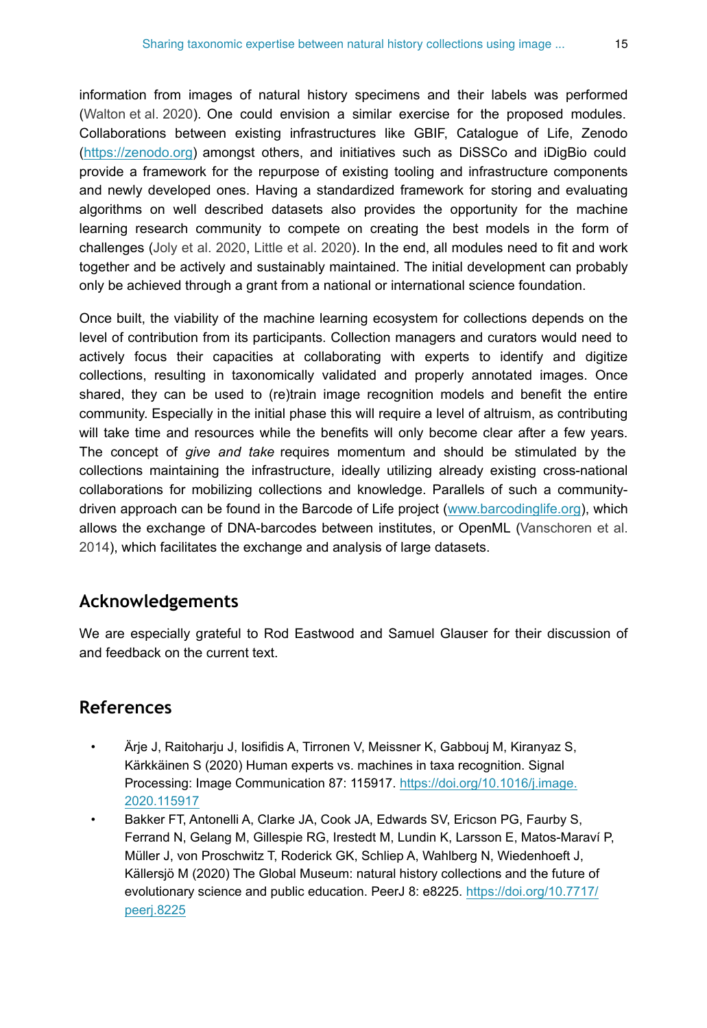information from images of natural history specimens and their labels was performed (Walton et al. 2020). One could envision a similar exercise for the proposed modules. Collaborations between existing infrastructures like GBIF, Catalogue of Life, Zenodo (https://zenodo.org) amongst others, and initiatives such as DiSSCo and iDigBio could provide a framework for the repurpose of existing tooling and infrastructure components and newly developed ones. Having a standardized framework for storing and evaluating algorithms on well described datasets also provides the opportunity for the machine learning research community to compete on creating the best models in the form of challenges (Joly et al. 2020, Little et al. 2020). In the end, all modules need to fit and work together and be actively and sustainably maintained. The initial development can probably only be achieved through a grant from a national or international science foundation.

Once built, the viability of the machine learning ecosystem for collections depends on the level of contribution from its participants. Collection managers and curators would need to actively focus their capacities at collaborating with experts to identify and digitize collections, resulting in taxonomically validated and properly annotated images. Once shared, they can be used to (re)train image recognition models and benefit the entire community. Especially in the initial phase this will require a level of altruism, as contributing will take time and resources while the benefits will only become clear after a few years. The concept of *give and take* requires momentum and should be stimulated by the collections maintaining the infrastructure, ideally utilizing already existing cross-national collaborations for mobilizing collections and knowledge. Parallels of such a community-driven approach can be found in the Barcode of Life project (www.barcodinglife.org), which allows the exchange of DNA-barcodes between institutes, or OpenML (Vanschoren et al. 2014), which facilitates the exchange and analysis of large datasets.

## Acknowledgements

We are especially grateful to Rod Eastwood and Samuel Glauser for their discussion of and feedback on the current text.

## References

- Ärje J, Raitoharju J, Iosifidis A, Tirronen V, Meissner K, Gabbouj M, Kiranyaz S, Kärkkäinen S (2020) Human experts vs. machines in taxa recognition. Signal Processing: Image Communication 87: 115917. https://doi.org/10.1016/j.image.2020.115917
- Bakker FT, Antonelli A, Clarke JA, Cook JA, Edwards SV, Ericson PG, Faurby S, Ferrand N, Gelang M, Gillespie RG, Irestedt M, Lundin K, Larsson E, Matos-Maraví P, Müller J, von Proschwitz T, Roderick GK, Schliep A, Wahlberg N, Wiedenhoeft J, Källersjö M (2020) The Global Museum: natural history collections and the future of evolutionary science and public education. PeerJ 8: e8225. https://doi.org/10.7717/peerj.8225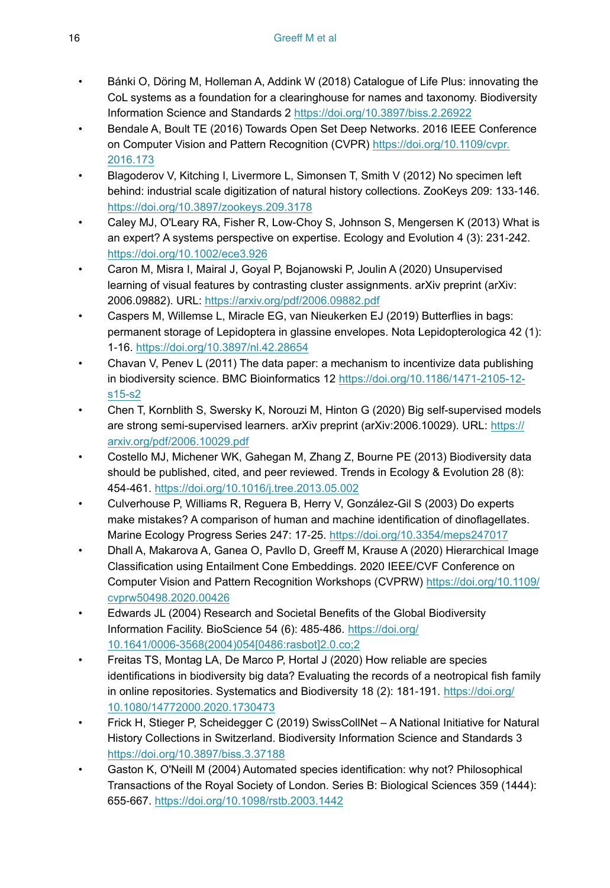- Bánki O, Döring M, Holleman A, Addink W (2018) Catalogue of Life Plus: innovating the CoL systems as a foundation for a clearinghouse for names and taxonomy. Biodiversity Information Science and Standards 2 https://doi.org/10.3897/biss.2.26922
- Bendale A, Boult TE (2016) Towards Open Set Deep Networks. 2016 IEEE Conference on Computer Vision and Pattern Recognition (CVPR) https://doi.org/10.1109/cvpr.2016.173
- Blagoderov V, Kitching I, Livermore L, Simonsen T, Smith V (2012) No specimen left behind: industrial scale digitization of natural history collections. ZooKeys 209: 133-146. https://doi.org/10.3897/zookeys.209.3178
- Caley MJ, O'Leary RA, Fisher R, Low-Choy S, Johnson S, Mengersen K (2013) What is an expert? A systems perspective on expertise. Ecology and Evolution 4 (3): 231-242. https://doi.org/10.1002/ece3.926
- Caron M, Misra I, Mairal J, Goyal P, Bojanowski P, Joulin A (2020) Unsupervised learning of visual features by contrasting cluster assignments. arXiv preprint (arXiv: 2006.09882). URL: https://arxiv.org/pdf/2006.09882.pdf
- Caspers M, Willemse L, Miracle EG, van Nieukerken EJ (2019) Butterflies in bags: permanent storage of Lepidoptera in glassine envelopes. Nota Lepidopterologica 42 (1): 1-16. https://doi.org/10.3897/nl.42.28654
- Chavan V, Penev L (2011) The data paper: a mechanism to incentivize data publishing in biodiversity science. BMC Bioinformatics 12 https://doi.org/10.1186/1471-2105-12-s15-s2
- Chen T, Kornblith S, Swersky K, Norouzi M, Hinton G (2020) Big self-supervised models are strong semi-supervised learners. arXiv preprint (arXiv:2006.10029). URL: https://arxiv.org/pdf/2006.10029.pdf
- Costello MJ, Michener WK, Gahegan M, Zhang Z, Bourne PE (2013) Biodiversity data should be published, cited, and peer reviewed. Trends in Ecology & Evolution 28 (8): 454-461. https://doi.org/10.1016/j.tree.2013.05.002
- Culverhouse P, Williams R, Reguera B, Herry V, González-Gil S (2003) Do experts make mistakes? A comparison of human and machine identification of dinoflagellates. Marine Ecology Progress Series 247: 17-25. https://doi.org/10.3354/meps247017
- Dhall A, Makarova A, Ganea O, Pavllo D, Greeff M, Krause A (2020) Hierarchical Image Classification using Entailment Cone Embeddings. 2020 IEEE/CVF Conference on Computer Vision and Pattern Recognition Workshops (CVPRW) https://doi.org/10.1109/cvprw50498.2020.00426
- Edwards JL (2004) Research and Societal Benefits of the Global Biodiversity Information Facility. BioScience 54 (6): 485-486. https://doi.org/10.1641/0006-3568(2004)054[0486:rasbot]2.0.co;2
- Freitas TS, Montag LA, De Marco P, Hortal J (2020) How reliable are species identifications in biodiversity big data? Evaluating the records of a neotropical fish family in online repositories. Systematics and Biodiversity 18 (2): 181-191. https://doi.org/10.1080/14772000.2020.1730473
- Frick H, Stieger P, Scheidegger C (2019) SwissCollNet – A National Initiative for Natural History Collections in Switzerland. Biodiversity Information Science and Standards 3 https://doi.org/10.3897/biss.3.37188
- Gaston K, O'Neill M (2004) Automated species identification: why not? Philosophical Transactions of the Royal Society of London. Series B: Biological Sciences 359 (1444): 655-667. https://doi.org/10.1098/rstb.2003.1442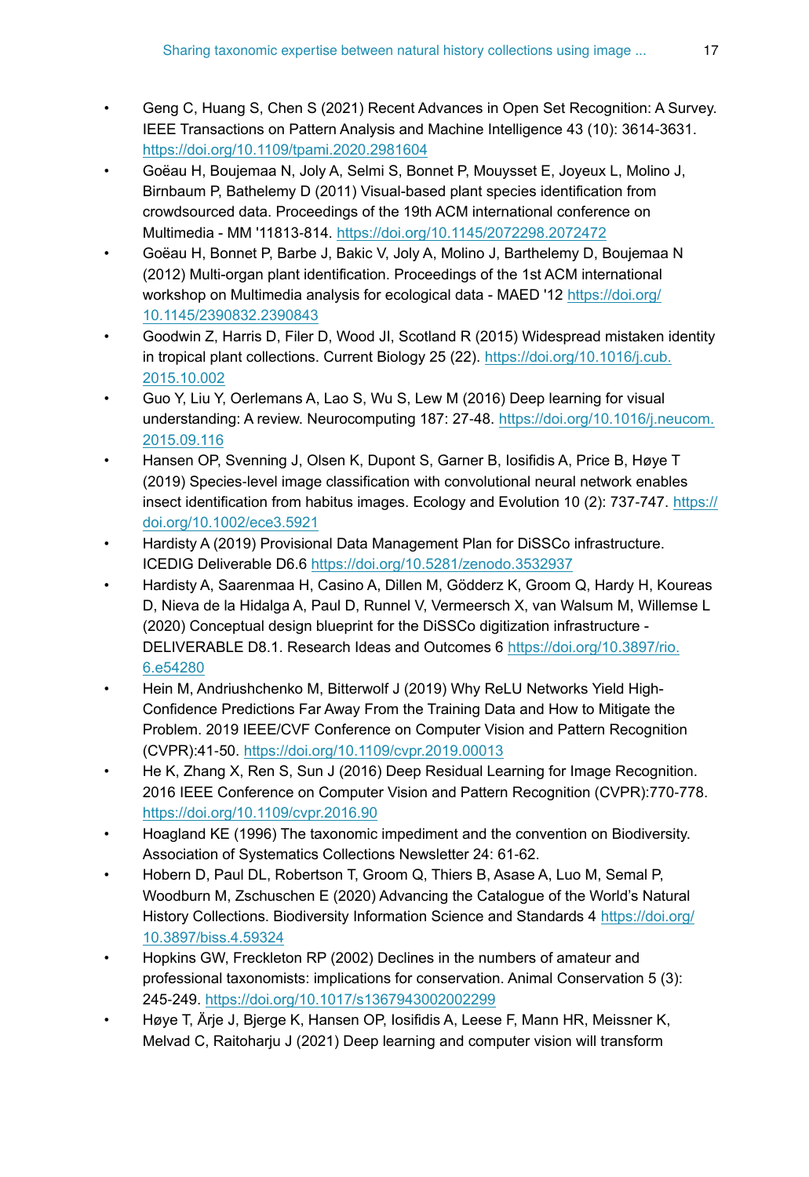- Geng C, Huang S, Chen S (2021) Recent Advances in Open Set Recognition: A Survey. IEEE Transactions on Pattern Analysis and Machine Intelligence 43 (10): 3614‑3631. https://doi.org/10.1109/tpami.2020.2981604
- Goëau H, Boujemaa N, Joly A, Selmi S, Bonnet P, Mouysset E, Joyeux L, Molino J, Birnbaum P, Bathelemy D (2011) Visual-based plant species identification from crowdsourced data. Proceedings of the 19th ACM international conference on Multimedia - MM '11813‑814. https://doi.org/10.1145/2072298.2072472
- Goëau H, Bonnet P, Barbe J, Bakic V, Joly A, Molino J, Barthelemy D, Boujemaa N (2012) Multi-organ plant identification. Proceedings of the 1st ACM international workshop on Multimedia analysis for ecological data - MAED '12 https://doi.org/10.1145/2390832.2390843
- Goodwin Z, Harris D, Filer D, Wood JI, Scotland R (2015) Widespread mistaken identity in tropical plant collections. Current Biology 25 (22). https://doi.org/10.1016/j.cub.2015.10.002
- Guo Y, Liu Y, Oerlemans A, Lao S, Wu S, Lew M (2016) Deep learning for visual understanding: A review. Neurocomputing 187: 27‑48. https://doi.org/10.1016/j.neucom.2015.09.116
- Hansen OP, Svenning J, Olsen K, Dupont S, Garner B, Iosifidis A, Price B, Høye T (2019) Species-level image classification with convolutional neural network enables insect identification from habitus images. Ecology and Evolution 10 (2): 737‑747. https://doi.org/10.1002/ece3.5921
- Hardisty A (2019) Provisional Data Management Plan for DiSSCo infrastructure. ICEDIG Deliverable D6.6 https://doi.org/10.5281/zenodo.3532937
- Hardisty A, Saarenmaa H, Casino A, Dillen M, Gödderz K, Groom Q, Hardy H, Koureas D, Nieva de la Hidalga A, Paul D, Runnel V, Vermeersch X, van Walsum M, Willemse L (2020) Conceptual design blueprint for the DiSSCo digitization infrastructure - DELIVERABLE D8.1. Research Ideas and Outcomes 6 https://doi.org/10.3897/rio.6.e54280
- Hein M, Andriushchenko M, Bitterwolf J (2019) Why ReLU Networks Yield High-Confidence Predictions Far Away From the Training Data and How to Mitigate the Problem. 2019 IEEE/CVF Conference on Computer Vision and Pattern Recognition (CVPR):41‑50. https://doi.org/10.1109/cvpr.2019.00013
- He K, Zhang X, Ren S, Sun J (2016) Deep Residual Learning for Image Recognition. 2016 IEEE Conference on Computer Vision and Pattern Recognition (CVPR):770‑778. https://doi.org/10.1109/cvpr.2016.90
- Hoagland KE (1996) The taxonomic impediment and the convention on Biodiversity. Association of Systematics Collections Newsletter 24: 61‑62.
- Hobern D, Paul DL, Robertson T, Groom Q, Thiers B, Asase A, Luo M, Semal P, Woodburn M, Zschuschen E (2020) Advancing the Catalogue of the World's Natural History Collections. Biodiversity Information Science and Standards 4 https://doi.org/10.3897/biss.4.59324
- Hopkins GW, Freckleton RP (2002) Declines in the numbers of amateur and professional taxonomists: implications for conservation. Animal Conservation 5 (3): 245‑249. https://doi.org/10.1017/s1367943002002299
- Høye T, Ärje J, Bjerge K, Hansen OP, Iosifidis A, Leese F, Mann HR, Meissner K, Melvad C, Raitoharju J (2021) Deep learning and computer vision will transform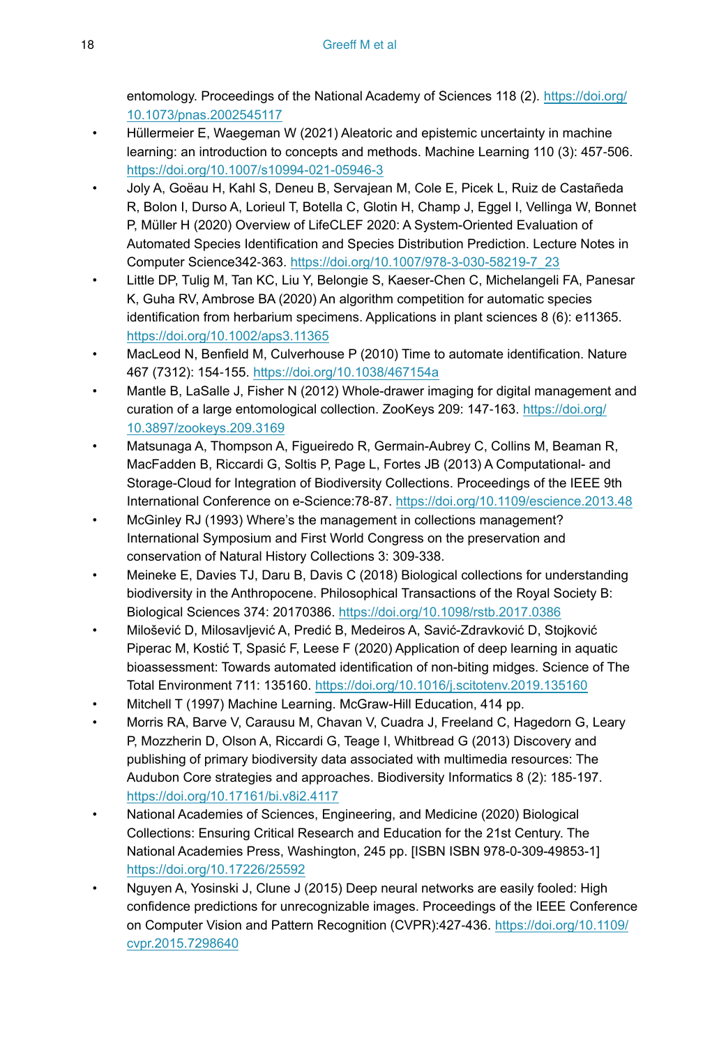entomology. Proceedings of the National Academy of Sciences 118 (2). https://doi.org/10.1073/pnas.2002545117

- Hüllermeier E, Waegeman W (2021) Aleatoric and epistemic uncertainty in machine learning: an introduction to concepts and methods. Machine Learning 110 (3): 457-506. https://doi.org/10.1007/s10994-021-05946-3
- Joly A, Goëau H, Kahl S, Deneu B, Servajean M, Cole E, Picek L, Ruiz de Castañeda R, Bolon I, Durso A, Lorieul T, Botella C, Glotin H, Champ J, Eggel I, Vellinga W, Bonnet P, Müller H (2020) Overview of LifeCLEF 2020: A System-Oriented Evaluation of Automated Species Identification and Species Distribution Prediction. Lecture Notes in Computer Science342-363. https://doi.org/10.1007/978-3-030-58219-7_23
- Little DP, Tulig M, Tan KC, Liu Y, Belongie S, Kaeser-Chen C, Michelangeli FA, Panesar K, Guha RV, Ambrose BA (2020) An algorithm competition for automatic species identification from herbarium specimens. Applications in plant sciences 8 (6): e11365. https://doi.org/10.1002/aps3.11365
- MacLeod N, Benfield M, Culverhouse P (2010) Time to automate identification. Nature 467 (7312): 154-155. https://doi.org/10.1038/467154a
- Mantle B, LaSalle J, Fisher N (2012) Whole-drawer imaging for digital management and curation of a large entomological collection. ZooKeys 209: 147-163. https://doi.org/10.3897/zookeys.209.3169
- Matsunaga A, Thompson A, Figueiredo R, Germain-Aubrey C, Collins M, Beaman R, MacFadden B, Riccardi G, Soltis P, Page L, Fortes JB (2013) A Computational- and Storage-Cloud for Integration of Biodiversity Collections. Proceedings of the IEEE 9th International Conference on e-Science:78-87. https://doi.org/10.1109/escience.2013.48
- McGinley RJ (1993) Where's the management in collections management? International Symposium and First World Congress on the preservation and conservation of Natural History Collections 3: 309-338.
- Meineke E, Davies TJ, Daru B, Davis C (2018) Biological collections for understanding biodiversity in the Anthropocene. Philosophical Transactions of the Royal Society B: Biological Sciences 374: 20170386. https://doi.org/10.1098/rstb.2017.0386
- Milošević D, Milosavljević A, Predić B, Medeiros A, Savić-Zdravković D, Stojković Piperac M, Kostić T, Spasić F, Leese F (2020) Application of deep learning in aquatic bioassessment: Towards automated identification of non-biting midges. Science of The Total Environment 711: 135160. https://doi.org/10.1016/j.scitotenv.2019.135160
- Mitchell T (1997) Machine Learning. McGraw-Hill Education, 414 pp.
- Morris RA, Barve V, Carausu M, Chavan V, Cuadra J, Freeland C, Hagedorn G, Leary P, Mozzherin D, Olson A, Riccardi G, Teage I, Whitbread G (2013) Discovery and publishing of primary biodiversity data associated with multimedia resources: The Audubon Core strategies and approaches. Biodiversity Informatics 8 (2): 185-197. https://doi.org/10.17161/bi.v8i2.4117
- National Academies of Sciences, Engineering, and Medicine (2020) Biological Collections: Ensuring Critical Research and Education for the 21st Century. The National Academies Press, Washington, 245 pp. [ISBN ISBN 978-0-309-49853-1] https://doi.org/10.17226/25592
- Nguyen A, Yosinski J, Clune J (2015) Deep neural networks are easily fooled: High confidence predictions for unrecognizable images. Proceedings of the IEEE Conference on Computer Vision and Pattern Recognition (CVPR):427-436. https://doi.org/10.1109/cvpr.2015.7298640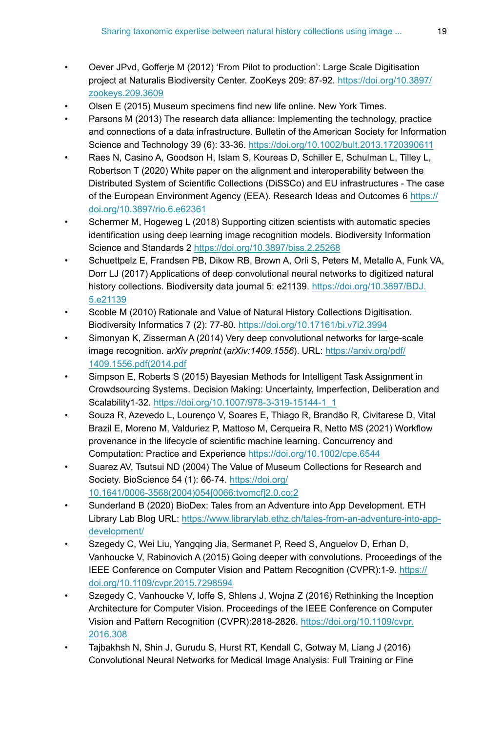- Oever JPvd, Gofferje M (2012) 'From Pilot to production': Large Scale Digitisation project at Naturalis Biodiversity Center. ZooKeys 209: 87-92. https://doi.org/10.3897/zookeys.209.3609
- Olsen E (2015) Museum specimens find new life online. New York Times.
- Parsons M (2013) The research data alliance: Implementing the technology, practice and connections of a data infrastructure. Bulletin of the American Society for Information Science and Technology 39 (6): 33-36. https://doi.org/10.1002/bult.2013.1720390611
- Raes N, Casino A, Goodson H, Islam S, Koureas D, Schiller E, Schulman L, Tilley L, Robertson T (2020) White paper on the alignment and interoperability between the Distributed System of Scientific Collections (DiSSCo) and EU infrastructures - The case of the European Environment Agency (EEA). Research Ideas and Outcomes 6 https://doi.org/10.3897/rio.6.e62361
- Schermer M, Hogeweg L (2018) Supporting citizen scientists with automatic species identification using deep learning image recognition models. Biodiversity Information Science and Standards 2 https://doi.org/10.3897/biss.2.25268
- Schuettpelz E, Frandsen PB, Dikow RB, Brown A, Orli S, Peters M, Metallo A, Funk VA, Dorr LJ (2017) Applications of deep convolutional neural networks to digitized natural history collections. Biodiversity data journal 5: e21139. https://doi.org/10.3897/BDJ.5.e21139
- Scoble M (2010) Rationale and Value of Natural History Collections Digitisation. Biodiversity Informatics 7 (2): 77-80. https://doi.org/10.17161/bi.v7i2.3994
- Simonyan K, Zisserman A (2014) Very deep convolutional networks for large-scale image recognition. *arXiv preprint* (*arXiv:1409.1556*). URL: https://arxiv.org/pdf/1409.1556.pdf(2014.pdf
- Simpson E, Roberts S (2015) Bayesian Methods for Intelligent Task Assignment in Crowdsourcing Systems. Decision Making: Uncertainty, Imperfection, Deliberation and Scalability1-32. https://doi.org/10.1007/978-3-319-15144-1_1
- Souza R, Azevedo L, Lourenço V, Soares E, Thiago R, Brandão R, Civitarese D, Vital Brazil E, Moreno M, Valduriez P, Mattoso M, Cerqueira R, Netto MS (2021) Workflow provenance in the lifecycle of scientific machine learning. Concurrency and Computation: Practice and Experience https://doi.org/10.1002/cpe.6544
- Suarez AV, Tsutsui ND (2004) The Value of Museum Collections for Research and Society. BioScience 54 (1): 66-74. https://doi.org/10.1641/0006-3568(2004)054[0066:tvomcf]2.0.co;2
- Sunderland B (2020) BioDex: Tales from an Adventure into App Development. ETH Library Lab Blog URL: https://www.librarylab.ethz.ch/tales-from-an-adventure-into-app-development/
- Szegedy C, Wei Liu, Yangqing Jia, Sermanet P, Reed S, Anguelov D, Erhan D, Vanhoucke V, Rabinovich A (2015) Going deeper with convolutions. Proceedings of the IEEE Conference on Computer Vision and Pattern Recognition (CVPR):1-9. https://doi.org/10.1109/cvpr.2015.7298594
- Szegedy C, Vanhoucke V, Ioffe S, Shlens J, Wojna Z (2016) Rethinking the Inception Architecture for Computer Vision. Proceedings of the IEEE Conference on Computer Vision and Pattern Recognition (CVPR):2818-2826. https://doi.org/10.1109/cvpr.2016.308
- Tajbakhsh N, Shin J, Gurudu S, Hurst RT, Kendall C, Gotway M, Liang J (2016) Convolutional Neural Networks for Medical Image Analysis: Full Training or Fine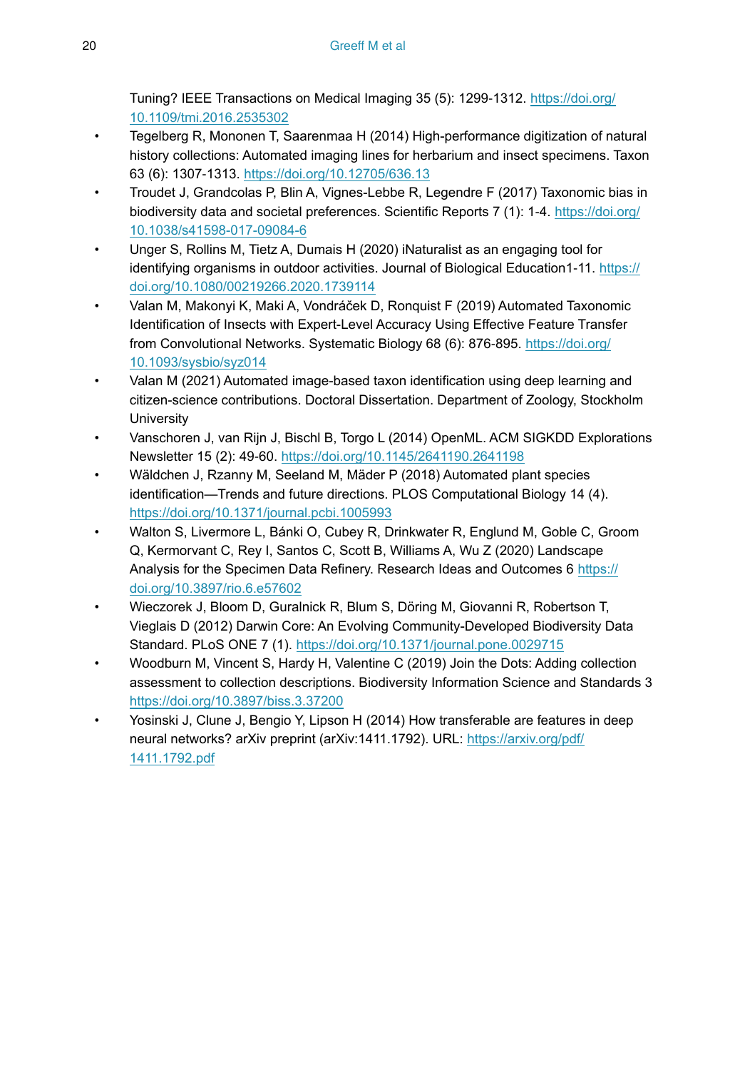Tuning? IEEE Transactions on Medical Imaging 35 (5): 1299-1312. https://doi.org/10.1109/tmi.2016.2535302

- Tegelberg R, Mononen T, Saarenmaa H (2014) High-performance digitization of natural history collections: Automated imaging lines for herbarium and insect specimens. Taxon 63 (6): 1307-1313. https://doi.org/10.12705/636.13
- Troudet J, Grandcolas P, Blin A, Vignes-Lebbe R, Legendre F (2017) Taxonomic bias in biodiversity data and societal preferences. Scientific Reports 7 (1): 1-4. https://doi.org/10.1038/s41598-017-09084-6
- Unger S, Rollins M, Tietz A, Dumais H (2020) iNaturalist as an engaging tool for identifying organisms in outdoor activities. Journal of Biological Education1-11. https://doi.org/10.1080/00219266.2020.1739114
- Valan M, Makonyi K, Maki A, Vondráček D, Ronquist F (2019) Automated Taxonomic Identification of Insects with Expert-Level Accuracy Using Effective Feature Transfer from Convolutional Networks. Systematic Biology 68 (6): 876-895. https://doi.org/10.1093/sysbio/syz014
- Valan M (2021) Automated image-based taxon identification using deep learning and citizen-science contributions. Doctoral Dissertation. Department of Zoology, Stockholm University
- Vanschoren J, van Rijn J, Bischl B, Torgo L (2014) OpenML. ACM SIGKDD Explorations Newsletter 15 (2): 49-60. https://doi.org/10.1145/2641190.2641198
- Wäldchen J, Rzanny M, Seeland M, Mäder P (2018) Automated plant species identification—Trends and future directions. PLOS Computational Biology 14 (4). https://doi.org/10.1371/journal.pcbi.1005993
- Walton S, Livermore L, Bánki O, Cubey R, Drinkwater R, Englund M, Goble C, Groom Q, Kermorvant C, Rey I, Santos C, Scott B, Williams A, Wu Z (2020) Landscape Analysis for the Specimen Data Refinery. Research Ideas and Outcomes 6 https://doi.org/10.3897/rio.6.e57602
- Wieczorek J, Bloom D, Guralnick R, Blum S, Döring M, Giovanni R, Robertson T, Vieglais D (2012) Darwin Core: An Evolving Community-Developed Biodiversity Data Standard. PLoS ONE 7 (1). https://doi.org/10.1371/journal.pone.0029715
- Woodburn M, Vincent S, Hardy H, Valentine C (2019) Join the Dots: Adding collection assessment to collection descriptions. Biodiversity Information Science and Standards 3 https://doi.org/10.3897/biss.3.37200
- Yosinski J, Clune J, Bengio Y, Lipson H (2014) How transferable are features in deep neural networks? arXiv preprint (arXiv:1411.1792). URL: https://arxiv.org/pdf/1411.1792.pdf